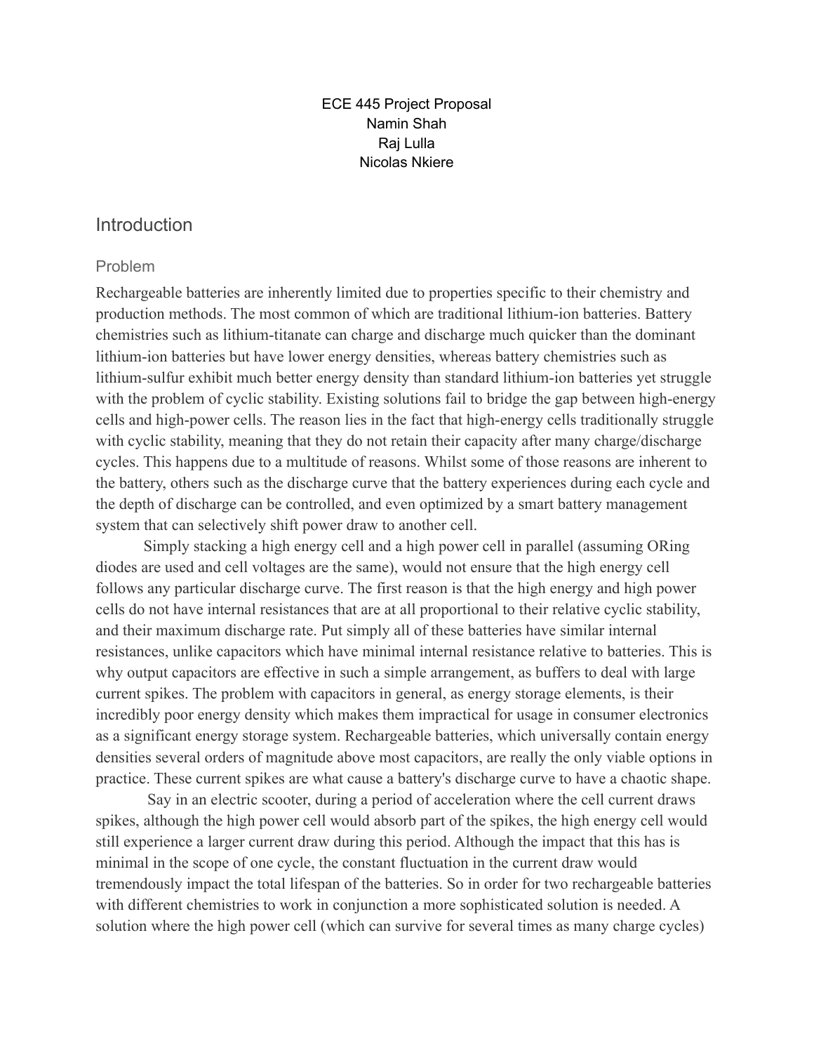ECE 445 Project Proposal
Namin Shah
Raj Lulla
Nicolas Nkiere

## Introduction

### Problem

Rechargeable batteries are inherently limited due to properties specific to their chemistry and production methods. The most common of which are traditional lithium-ion batteries. Battery chemistries such as lithium-titanate can charge and discharge much quicker than the dominant lithium-ion batteries but have lower energy densities, whereas battery chemistries such as lithium-sulfur exhibit much better energy density than standard lithium-ion batteries yet struggle with the problem of cyclic stability. Existing solutions fail to bridge the gap between high-energy cells and high-power cells. The reason lies in the fact that high-energy cells traditionally struggle with cyclic stability, meaning that they do not retain their capacity after many charge/discharge cycles. This happens due to a multitude of reasons. Whilst some of those reasons are inherent to the battery, others such as the discharge curve that the battery experiences during each cycle and the depth of discharge can be controlled, and even optimized by a smart battery management system that can selectively shift power draw to another cell.

Simply stacking a high energy cell and a high power cell in parallel (assuming ORing diodes are used and cell voltages are the same), would not ensure that the high energy cell follows any particular discharge curve. The first reason is that the high energy and high power cells do not have internal resistances that are at all proportional to their relative cyclic stability, and their maximum discharge rate. Put simply all of these batteries have similar internal resistances, unlike capacitors which have minimal internal resistance relative to batteries. This is why output capacitors are effective in such a simple arrangement, as buffers to deal with large current spikes. The problem with capacitors in general, as energy storage elements, is their incredibly poor energy density which makes them impractical for usage in consumer electronics as a significant energy storage system. Rechargeable batteries, which universally contain energy densities several orders of magnitude above most capacitors, are really the only viable options in practice. These current spikes are what cause a battery's discharge curve to have a chaotic shape.

Say in an electric scooter, during a period of acceleration where the cell current draws spikes, although the high power cell would absorb part of the spikes, the high energy cell would still experience a larger current draw during this period. Although the impact that this has is minimal in the scope of one cycle, the constant fluctuation in the current draw would tremendously impact the total lifespan of the batteries. So in order for two rechargeable batteries with different chemistries to work in conjunction a more sophisticated solution is needed. A solution where the high power cell (which can survive for several times as many charge cycles)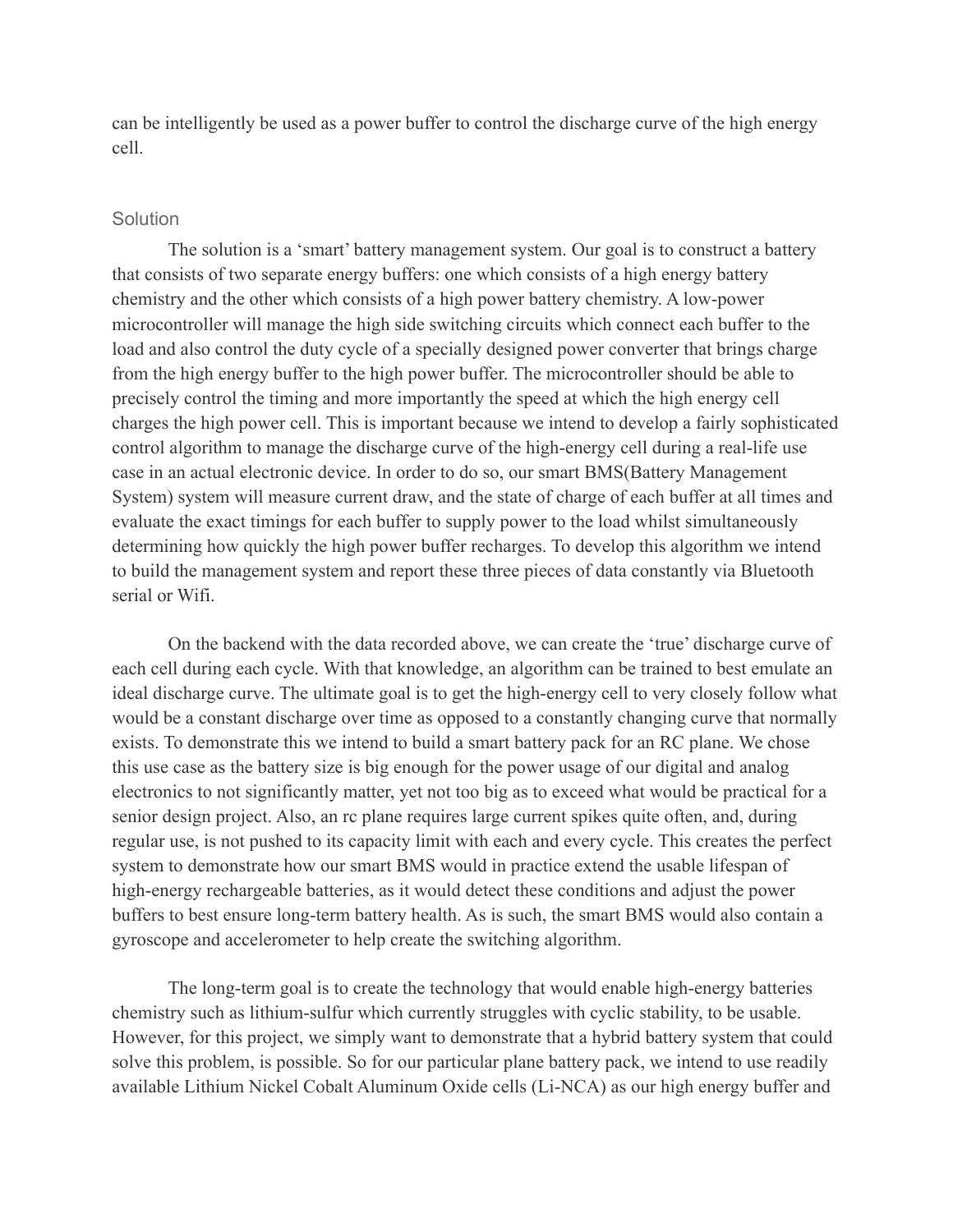can be intelligently be used as a power buffer to control the discharge curve of the high energy cell.

## Solution

The solution is a 'smart' battery management system. Our goal is to construct a battery that consists of two separate energy buffers: one which consists of a high energy battery chemistry and the other which consists of a high power battery chemistry. A low-power microcontroller will manage the high side switching circuits which connect each buffer to the load and also control the duty cycle of a specially designed power converter that brings charge from the high energy buffer to the high power buffer. The microcontroller should be able to precisely control the timing and more importantly the speed at which the high energy cell charges the high power cell. This is important because we intend to develop a fairly sophisticated control algorithm to manage the discharge curve of the high-energy cell during a real-life use case in an actual electronic device. In order to do so, our smart BMS(Battery Management System) system will measure current draw, and the state of charge of each buffer at all times and evaluate the exact timings for each buffer to supply power to the load whilst simultaneously determining how quickly the high power buffer recharges. To develop this algorithm we intend to build the management system and report these three pieces of data constantly via Bluetooth serial or Wifi.

On the backend with the data recorded above, we can create the 'true' discharge curve of each cell during each cycle. With that knowledge, an algorithm can be trained to best emulate an ideal discharge curve. The ultimate goal is to get the high-energy cell to very closely follow what would be a constant discharge over time as opposed to a constantly changing curve that normally exists. To demonstrate this we intend to build a smart battery pack for an RC plane. We chose this use case as the battery size is big enough for the power usage of our digital and analog electronics to not significantly matter, yet not too big as to exceed what would be practical for a senior design project. Also, an rc plane requires large current spikes quite often, and, during regular use, is not pushed to its capacity limit with each and every cycle. This creates the perfect system to demonstrate how our smart BMS would in practice extend the usable lifespan of high-energy rechargeable batteries, as it would detect these conditions and adjust the power buffers to best ensure long-term battery health. As is such, the smart BMS would also contain a gyroscope and accelerometer to help create the switching algorithm.

The long-term goal is to create the technology that would enable high-energy batteries chemistry such as lithium-sulfur which currently struggles with cyclic stability, to be usable. However, for this project, we simply want to demonstrate that a hybrid battery system that could solve this problem, is possible. So for our particular plane battery pack, we intend to use readily available Lithium Nickel Cobalt Aluminum Oxide cells (Li-NCA) as our high energy buffer and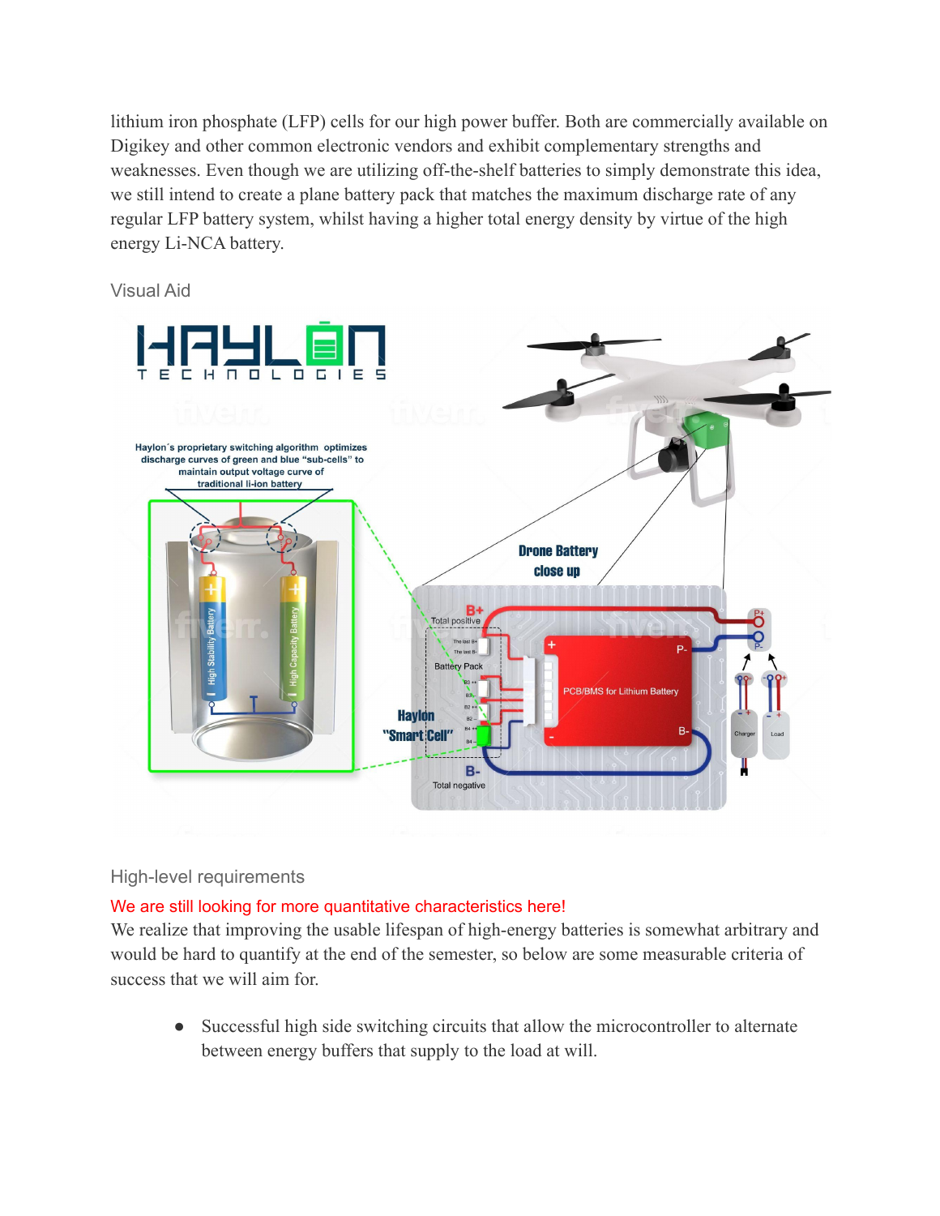lithium iron phosphate (LFP) cells for our high power buffer. Both are commercially available on Digikey and other common electronic vendors and exhibit complementary strengths and weaknesses. Even though we are utilizing off-the-shelf batteries to simply demonstrate this idea, we still intend to create a plane battery pack that matches the maximum discharge rate of any regular LFP battery system, whilst having a higher total energy density by virtue of the high energy Li-NCA battery.

### Visual Aid

### High-level requirements

We are still looking for more quantitative characteristics here!

We realize that improving the usable lifespan of high-energy batteries is somewhat arbitrary and would be hard to quantify at the end of the semester, so below are some measurable criteria of success that we will aim for.

- Successful high side switching circuits that allow the microcontroller to alternate between energy buffers that supply to the load at will.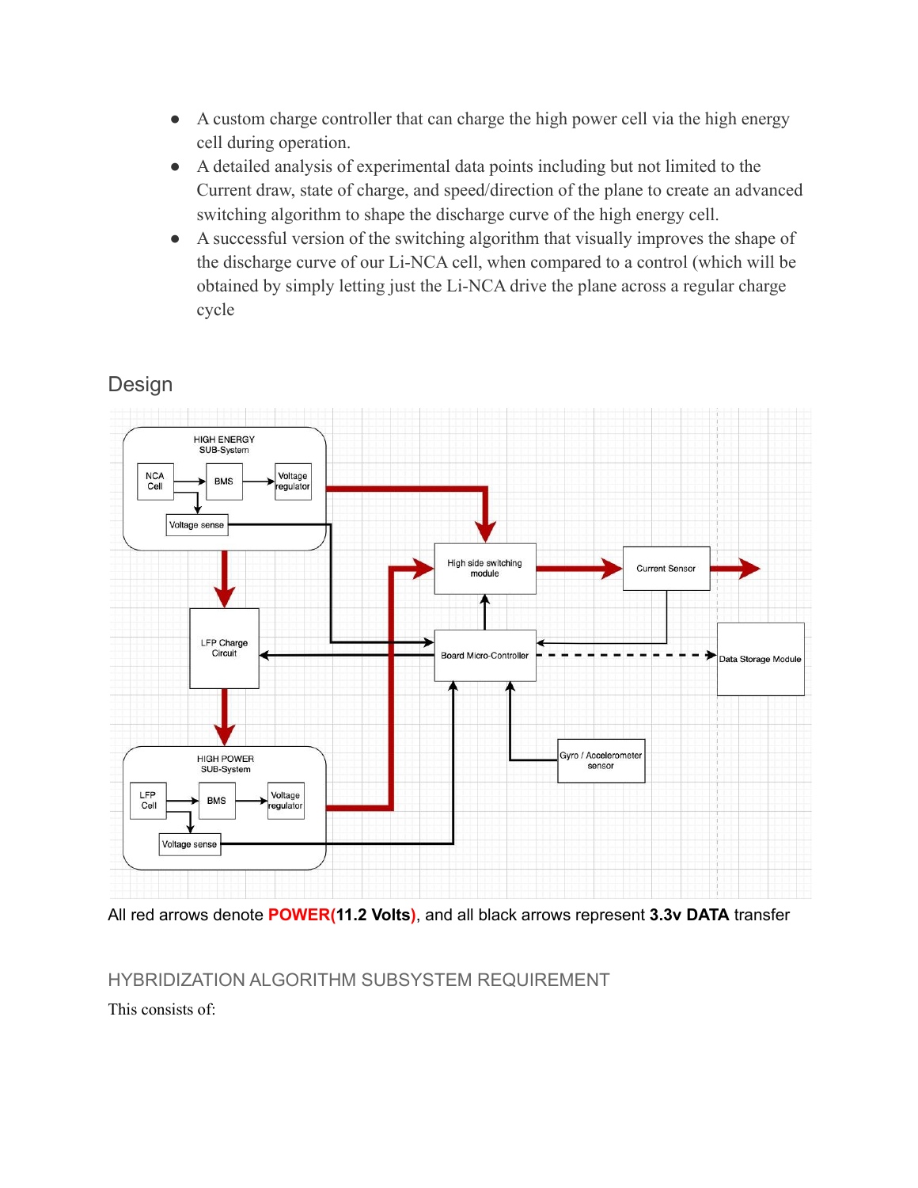- A custom charge controller that can charge the high power cell via the high energy cell during operation.
- A detailed analysis of experimental data points including but not limited to the Current draw, state of charge, and speed/direction of the plane to create an advanced switching algorithm to shape the discharge curve of the high energy cell.
- A successful version of the switching algorithm that visually improves the shape of the discharge curve of our Li-NCA cell, when compared to a control (which will be obtained by simply letting just the Li-NCA drive the plane across a regular charge cycle

## Design

All red arrows denote **POWER(11.2 Volts)**, and all black arrows represent **3.3v DATA** transfer

### HYBRIDIZATION ALGORITHM SUBSYSTEM REQUIREMENT

This consists of: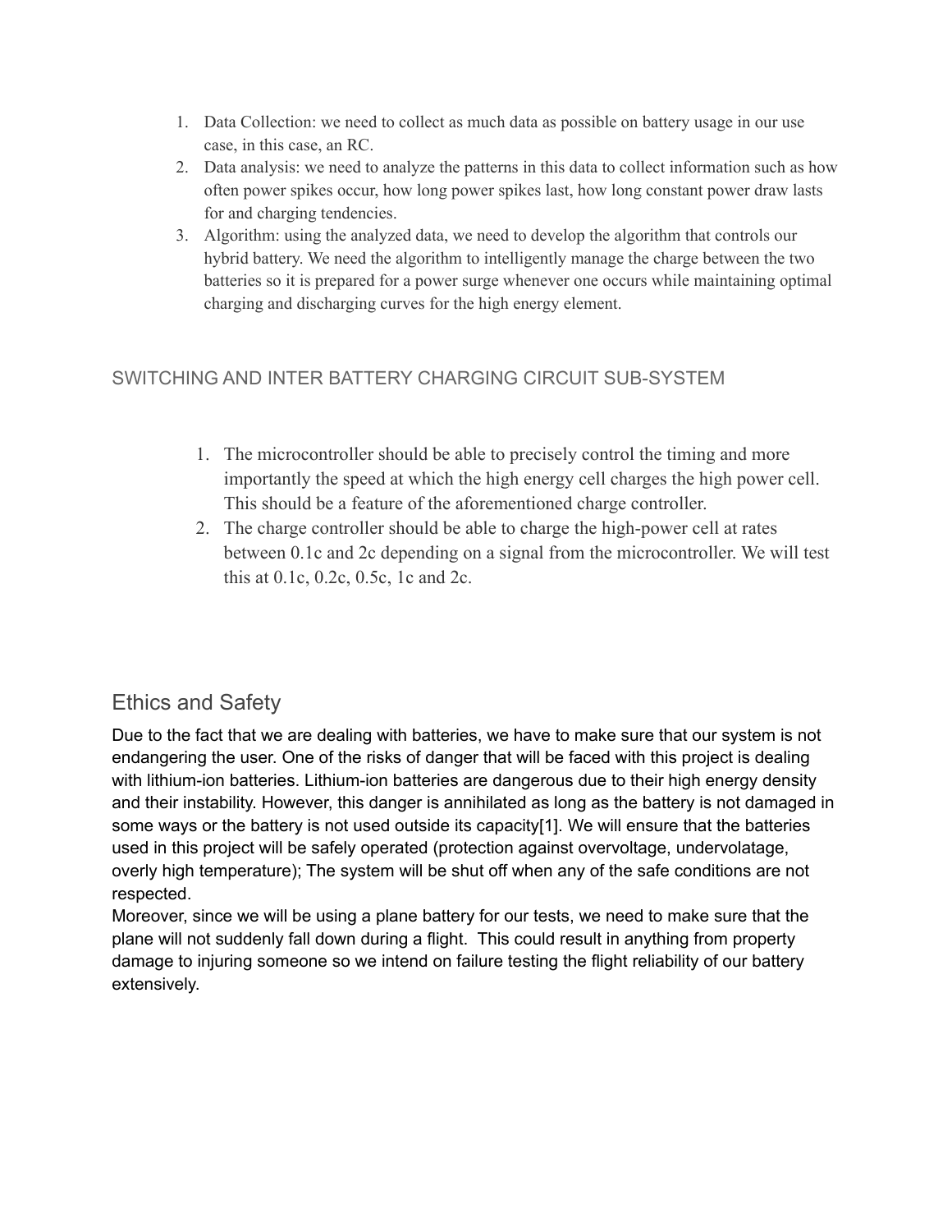1. Data Collection: we need to collect as much data as possible on battery usage in our use case, in this case, an RC.
2. Data analysis: we need to analyze the patterns in this data to collect information such as how often power spikes occur, how long power spikes last, how long constant power draw lasts for and charging tendencies.
3. Algorithm: using the analyzed data, we need to develop the algorithm that controls our hybrid battery. We need the algorithm to intelligently manage the charge between the two batteries so it is prepared for a power surge whenever one occurs while maintaining optimal charging and discharging curves for the high energy element.

### SWITCHING AND INTER BATTERY CHARGING CIRCUIT SUB-SYSTEM

1. The microcontroller should be able to precisely control the timing and more importantly the speed at which the high energy cell charges the high power cell. This should be a feature of the aforementioned charge controller.
2. The charge controller should be able to charge the high-power cell at rates between 0.1c and 2c depending on a signal from the microcontroller. We will test this at 0.1c, 0.2c, 0.5c, 1c and 2c.

## Ethics and Safety

Due to the fact that we are dealing with batteries, we have to make sure that our system is not endangering the user. One of the risks of danger that will be faced with this project is dealing with lithium-ion batteries. Lithium-ion batteries are dangerous due to their high energy density and their instability. However, this danger is annihilated as long as the battery is not damaged in some ways or the battery is not used outside its capacity[1]. We will ensure that the batteries used in this project will be safely operated (protection against overvoltage, undervolatage, overly high temperature); The system will be shut off when any of the safe conditions are not respected.

Moreover, since we will be using a plane battery for our tests, we need to make sure that the plane will not suddenly fall down during a flight. This could result in anything from property damage to injuring someone so we intend on failure testing the flight reliability of our battery extensively.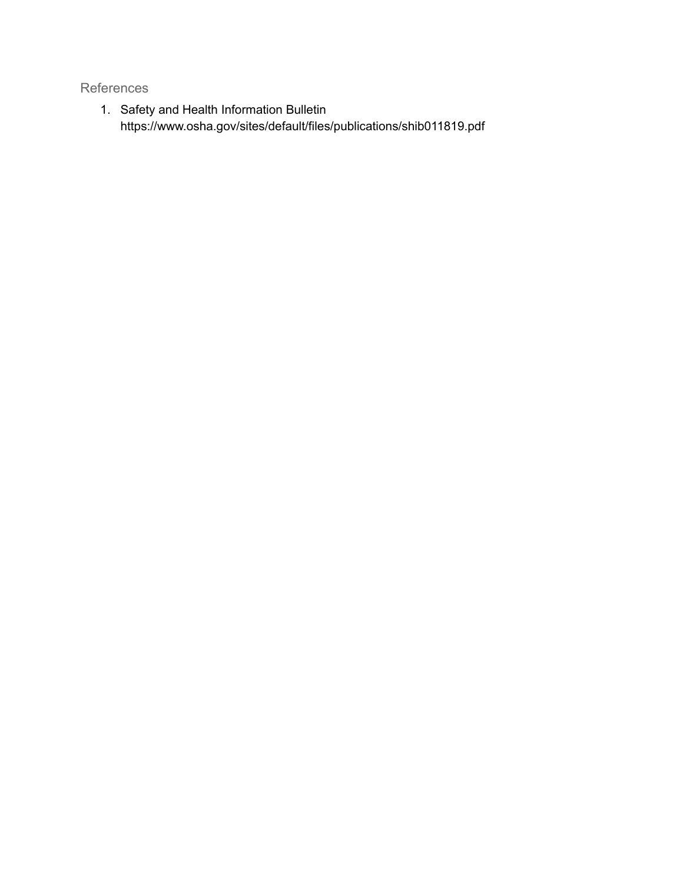## References

1. Safety and Health Information Bulletin
   https://www.osha.gov/sites/default/files/publications/shib011819.pdf